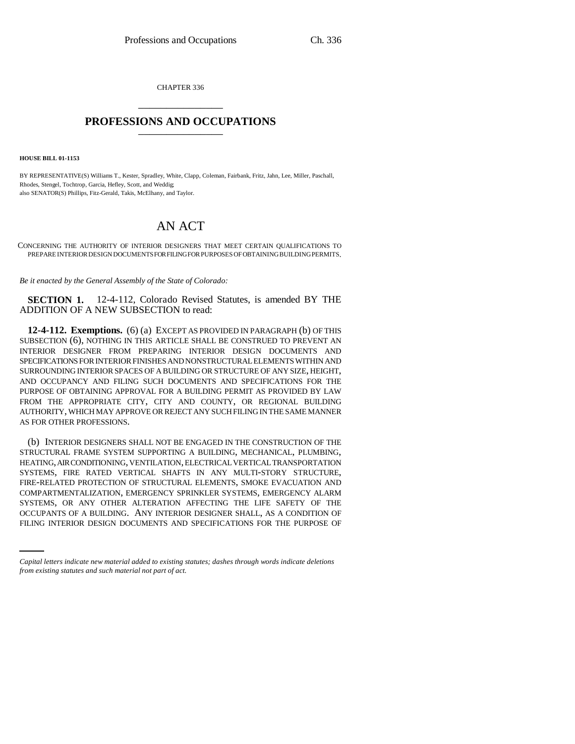CHAPTER 336

# PROFESSIONS AND OCCUPATIONS

**HOUSE BILL 01-1153**

BY REPRESENTATIVE(S) Williams T., Kester, Spradley, White, Clapp, Coleman, Fairbank, Fritz, Jahn, Lee, Miller, Paschall, Rhodes, Stengel, Tochtrop, Garcia, Hefley, Scott, and Weddig;
also SENATOR(S) Phillips, Fitz-Gerald, Takis, McElhany, and Taylor.

# AN ACT

CONCERNING THE AUTHORITY OF INTERIOR DESIGNERS THAT MEET CERTAIN QUALIFICATIONS TO PREPARE INTERIOR DESIGN DOCUMENTS FOR FILING FOR PURPOSES OF OBTAINING BUILDING PERMITS.

*Be it enacted by the General Assembly of the State of Colorado:*

**SECTION 1.** 12-4-112, Colorado Revised Statutes, is amended BY THE ADDITION OF A NEW SUBSECTION to read:

**12-4-112. Exemptions.** (6) (a) EXCEPT AS PROVIDED IN PARAGRAPH (b) OF THIS SUBSECTION (6), NOTHING IN THIS ARTICLE SHALL BE CONSTRUED TO PREVENT AN INTERIOR DESIGNER FROM PREPARING INTERIOR DESIGN DOCUMENTS AND SPECIFICATIONS FOR INTERIOR FINISHES AND NONSTRUCTURAL ELEMENTS WITHIN AND SURROUNDING INTERIOR SPACES OF A BUILDING OR STRUCTURE OF ANY SIZE, HEIGHT, AND OCCUPANCY AND FILING SUCH DOCUMENTS AND SPECIFICATIONS FOR THE PURPOSE OF OBTAINING APPROVAL FOR A BUILDING PERMIT AS PROVIDED BY LAW FROM THE APPROPRIATE CITY, CITY AND COUNTY, OR REGIONAL BUILDING AUTHORITY, WHICH MAY APPROVE OR REJECT ANY SUCH FILING IN THE SAME MANNER AS FOR OTHER PROFESSIONS.

(b) INTERIOR DESIGNERS SHALL NOT BE ENGAGED IN THE CONSTRUCTION OF THE STRUCTURAL FRAME SYSTEM SUPPORTING A BUILDING, MECHANICAL, PLUMBING, HEATING, AIR CONDITIONING, VENTILATION, ELECTRICAL VERTICAL TRANSPORTATION SYSTEMS, FIRE RATED VERTICAL SHAFTS IN ANY MULTI-STORY STRUCTURE, FIRE-RELATED PROTECTION OF STRUCTURAL ELEMENTS, SMOKE EVACUATION AND COMPARTMENTALIZATION, EMERGENCY SPRINKLER SYSTEMS, EMERGENCY ALARM SYSTEMS, OR ANY OTHER ALTERATION AFFECTING THE LIFE SAFETY OF THE OCCUPANTS OF A BUILDING. ANY INTERIOR DESIGNER SHALL, AS A CONDITION OF FILING INTERIOR DESIGN DOCUMENTS AND SPECIFICATIONS FOR THE PURPOSE OF

*Capital letters indicate new material added to existing statutes; dashes through words indicate deletions from existing statutes and such material not part of act.*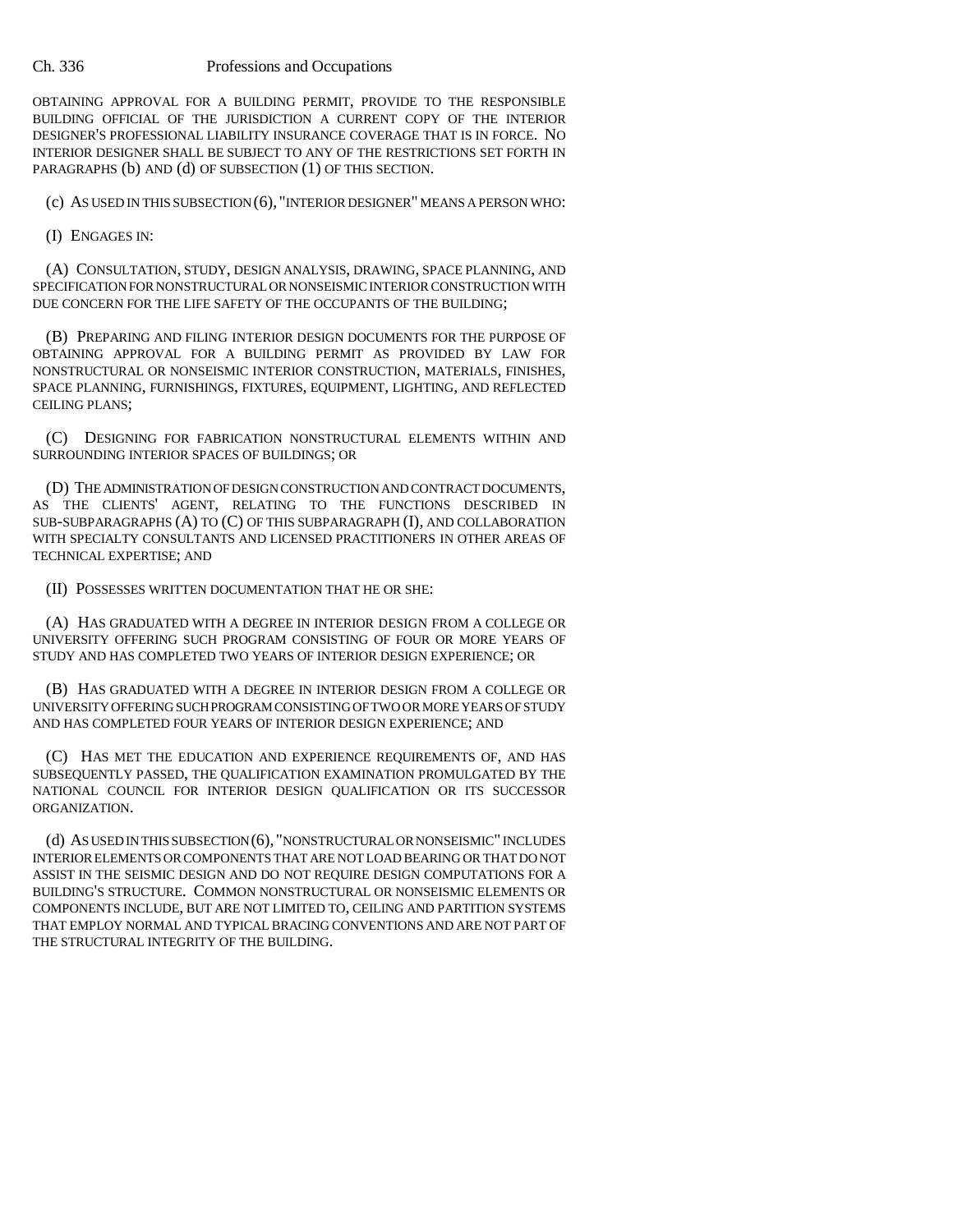OBTAINING APPROVAL FOR A BUILDING PERMIT, PROVIDE TO THE RESPONSIBLE BUILDING OFFICIAL OF THE JURISDICTION A CURRENT COPY OF THE INTERIOR DESIGNER'S PROFESSIONAL LIABILITY INSURANCE COVERAGE THAT IS IN FORCE. NO INTERIOR DESIGNER SHALL BE SUBJECT TO ANY OF THE RESTRICTIONS SET FORTH IN PARAGRAPHS (b) AND (d) OF SUBSECTION (1) OF THIS SECTION.

(c) AS USED IN THIS SUBSECTION (6), "INTERIOR DESIGNER" MEANS A PERSON WHO:

(I) ENGAGES IN:

(A) CONSULTATION, STUDY, DESIGN ANALYSIS, DRAWING, SPACE PLANNING, AND SPECIFICATION FOR NONSTRUCTURAL OR NONSEISMIC INTERIOR CONSTRUCTION WITH DUE CONCERN FOR THE LIFE SAFETY OF THE OCCUPANTS OF THE BUILDING;

(B) PREPARING AND FILING INTERIOR DESIGN DOCUMENTS FOR THE PURPOSE OF OBTAINING APPROVAL FOR A BUILDING PERMIT AS PROVIDED BY LAW FOR NONSTRUCTURAL OR NONSEISMIC INTERIOR CONSTRUCTION, MATERIALS, FINISHES, SPACE PLANNING, FURNISHINGS, FIXTURES, EQUIPMENT, LIGHTING, AND REFLECTED CEILING PLANS;

(C) DESIGNING FOR FABRICATION NONSTRUCTURAL ELEMENTS WITHIN AND SURROUNDING INTERIOR SPACES OF BUILDINGS; OR

(D) THE ADMINISTRATION OF DESIGN CONSTRUCTION AND CONTRACT DOCUMENTS, AS THE CLIENTS' AGENT, RELATING TO THE FUNCTIONS DESCRIBED IN SUB-SUBPARAGRAPHS (A) TO (C) OF THIS SUBPARAGRAPH (I), AND COLLABORATION WITH SPECIALTY CONSULTANTS AND LICENSED PRACTITIONERS IN OTHER AREAS OF TECHNICAL EXPERTISE; AND

(II) POSSESSES WRITTEN DOCUMENTATION THAT HE OR SHE:

(A) HAS GRADUATED WITH A DEGREE IN INTERIOR DESIGN FROM A COLLEGE OR UNIVERSITY OFFERING SUCH PROGRAM CONSISTING OF FOUR OR MORE YEARS OF STUDY AND HAS COMPLETED TWO YEARS OF INTERIOR DESIGN EXPERIENCE; OR

(B) HAS GRADUATED WITH A DEGREE IN INTERIOR DESIGN FROM A COLLEGE OR UNIVERSITY OFFERING SUCH PROGRAM CONSISTING OF TWO OR MORE YEARS OF STUDY AND HAS COMPLETED FOUR YEARS OF INTERIOR DESIGN EXPERIENCE; AND

(C) HAS MET THE EDUCATION AND EXPERIENCE REQUIREMENTS OF, AND HAS SUBSEQUENTLY PASSED, THE QUALIFICATION EXAMINATION PROMULGATED BY THE NATIONAL COUNCIL FOR INTERIOR DESIGN QUALIFICATION OR ITS SUCCESSOR ORGANIZATION.

(d) AS USED IN THIS SUBSECTION (6), "NONSTRUCTURAL OR NONSEISMIC" INCLUDES INTERIOR ELEMENTS OR COMPONENTS THAT ARE NOT LOAD BEARING OR THAT DO NOT ASSIST IN THE SEISMIC DESIGN AND DO NOT REQUIRE DESIGN COMPUTATIONS FOR A BUILDING'S STRUCTURE. COMMON NONSTRUCTURAL OR NONSEISMIC ELEMENTS OR COMPONENTS INCLUDE, BUT ARE NOT LIMITED TO, CEILING AND PARTITION SYSTEMS THAT EMPLOY NORMAL AND TYPICAL BRACING CONVENTIONS AND ARE NOT PART OF THE STRUCTURAL INTEGRITY OF THE BUILDING.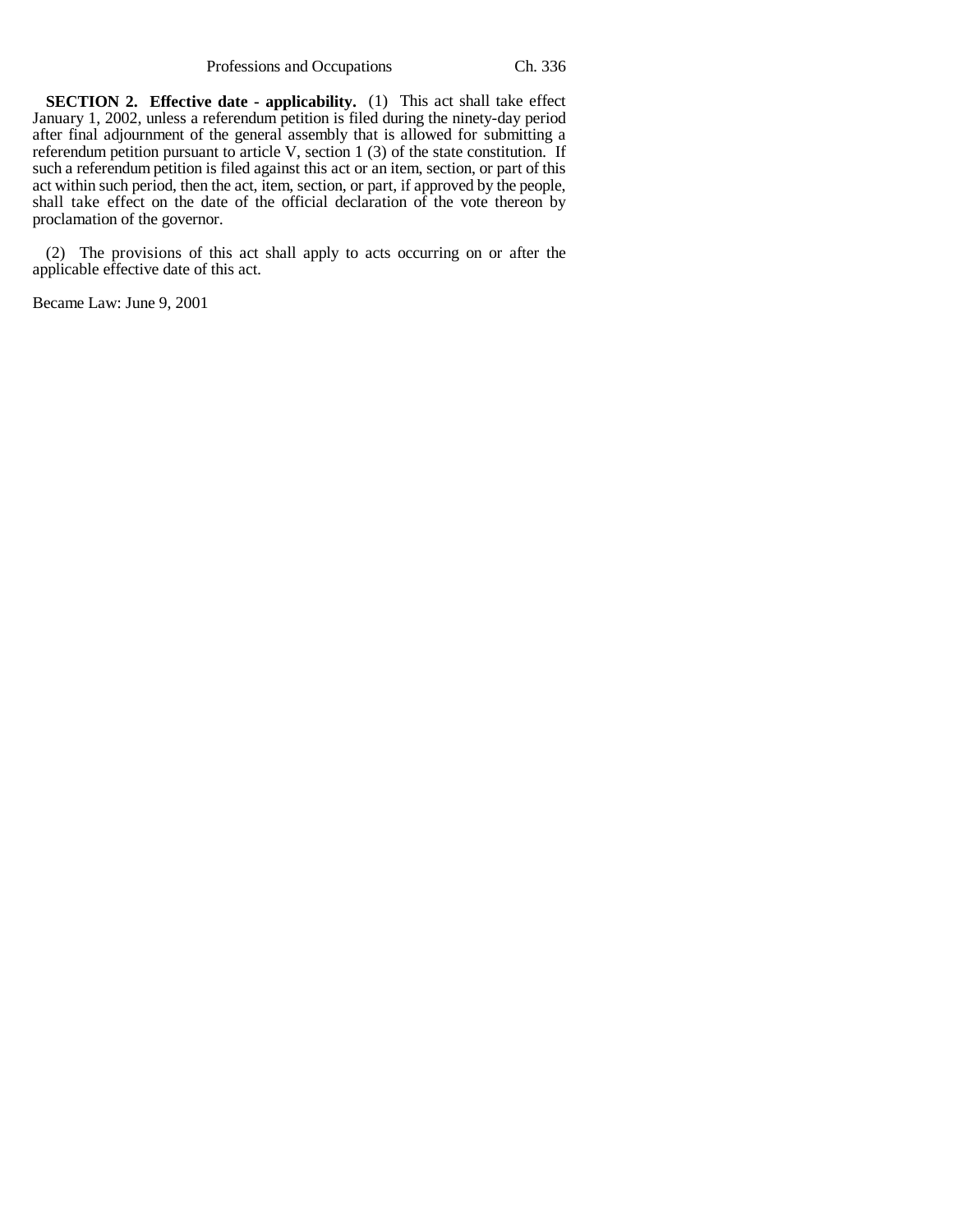**SECTION 2. Effective date - applicability.** (1) This act shall take effect January 1, 2002, unless a referendum petition is filed during the ninety-day period after final adjournment of the general assembly that is allowed for submitting a referendum petition pursuant to article V, section 1 (3) of the state constitution. If such a referendum petition is filed against this act or an item, section, or part of this act within such period, then the act, item, section, or part, if approved by the people, shall take effect on the date of the official declaration of the vote thereon by proclamation of the governor.

(2) The provisions of this act shall apply to acts occurring on or after the applicable effective date of this act.

Became Law: June 9, 2001